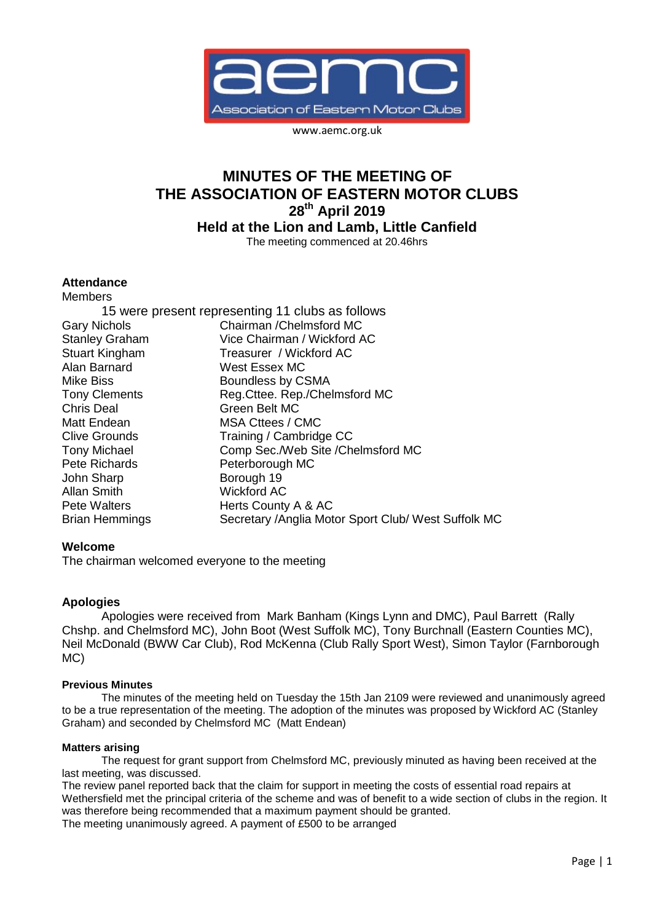aemc

Association of Eastern Motor Clubs

www.aemc.org.uk

# MINUTES OF THE MEETING OF THE ASSOCIATION OF EASTERN MOTOR CLUBS 28th April 2019 Held at the Lion and Lamb, Little Canfield

The meeting commenced at 20.46hrs

### Attendance

Members

15 were present representing 11 clubs as follows

| | |
|---|---|
| Gary Nichols | Chairman /Chelmsford MC |
| Stanley Graham | Vice Chairman / Wickford AC |
| Stuart Kingham | Treasurer / Wickford AC |
| Alan Barnard | West Essex MC |
| Mike Biss | Boundless by CSMA |
| Tony Clements | Reg.Cttee. Rep./Chelmsford MC |
| Chris Deal | Green Belt MC |
| Matt Endean | MSA Cttees / CMC |
| Clive Grounds | Training / Cambridge CC |
| Tony Michael | Comp Sec./Web Site /Chelmsford MC |
| Pete Richards | Peterborough MC |
| John Sharp | Borough 19 |
| Allan Smith | Wickford AC |
| Pete Walters | Herts County A & AC |
| Brian Hemmings | Secretary /Anglia Motor Sport Club/ West Suffolk MC |

### Welcome

The chairman welcomed everyone to the meeting

### Apologies

Apologies were received from Mark Banham (Kings Lynn and DMC), Paul Barrett (Rally Chshp. and Chelmsford MC), John Boot (West Suffolk MC), Tony Burchnall (Eastern Counties MC), Neil McDonald (BWW Car Club), Rod McKenna (Club Rally Sport West), Simon Taylor (Farnborough MC)

#### Previous Minutes

The minutes of the meeting held on Tuesday the 15th Jan 2109 were reviewed and unanimously agreed to be a true representation of the meeting. The adoption of the minutes was proposed by Wickford AC (Stanley Graham) and seconded by Chelmsford MC (Matt Endean)

#### Matters arising

The request for grant support from Chelmsford MC, previously minuted as having been received at the last meeting, was discussed.

The review panel reported back that the claim for support in meeting the costs of essential road repairs at Wethersfield met the principal criteria of the scheme and was of benefit to a wide section of clubs in the region. It was therefore being recommended that a maximum payment should be granted.

The meeting unanimously agreed. A payment of £500 to be arranged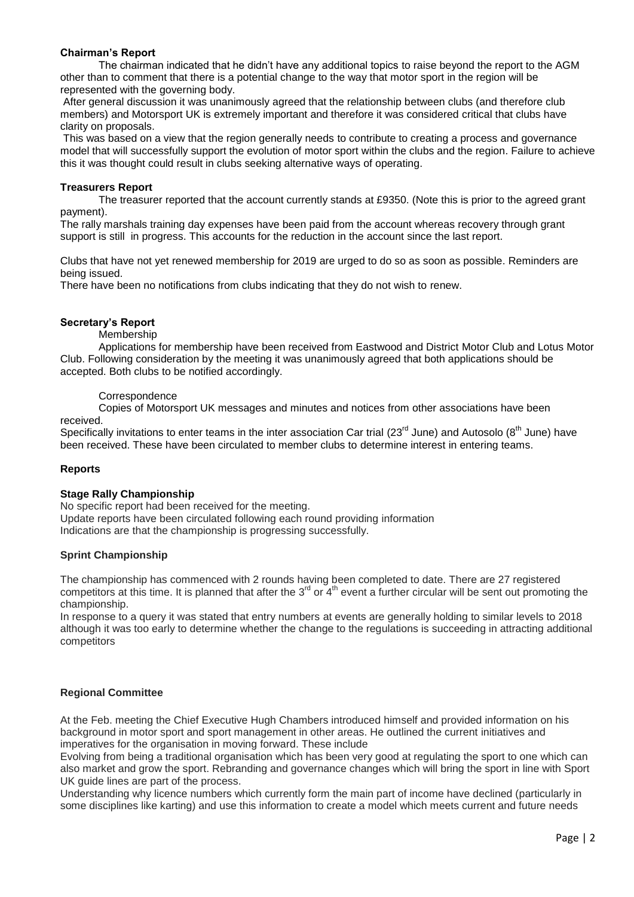**Chairman's Report**

The chairman indicated that he didn't have any additional topics to raise beyond the report to the AGM other than to comment that there is a potential change to the way that motor sport in the region will be represented with the governing body.

After general discussion it was unanimously agreed that the relationship between clubs (and therefore club members) and Motorsport UK is extremely important and therefore it was considered critical that clubs have clarity on proposals.

This was based on a view that the region generally needs to contribute to creating a process and governance model that will successfully support the evolution of motor sport within the clubs and the region. Failure to achieve this it was thought could result in clubs seeking alternative ways of operating.

**Treasurers Report**

The treasurer reported that the account currently stands at £9350. (Note this is prior to the agreed grant payment).

The rally marshals training day expenses have been paid from the account whereas recovery through grant support is still in progress. This accounts for the reduction in the account since the last report.

Clubs that have not yet renewed membership for 2019 are urged to do so as soon as possible. Reminders are being issued.

There have been no notifications from clubs indicating that they do not wish to renew.

**Secretary's Report**

Membership

Applications for membership have been received from Eastwood and District Motor Club and Lotus Motor Club. Following consideration by the meeting it was unanimously agreed that both applications should be accepted. Both clubs to be notified accordingly.

Correspondence

Copies of Motorsport UK messages and minutes and notices from other associations have been received.

Specifically invitations to enter teams in the inter association Car trial (23rd June) and Autosolo (8th June) have been received. These have been circulated to member clubs to determine interest in entering teams.

**Reports**

**Stage Rally Championship**

No specific report had been received for the meeting.
Update reports have been circulated following each round providing information
Indications are that the championship is progressing successfully.

**Sprint Championship**

The championship has commenced with 2 rounds having been completed to date. There are 27 registered competitors at this time. It is planned that after the 3rd or 4th event a further circular will be sent out promoting the championship.

In response to a query it was stated that entry numbers at events are generally holding to similar levels to 2018 although it was too early to determine whether the change to the regulations is succeeding in attracting additional competitors

**Regional Committee**

At the Feb. meeting the Chief Executive Hugh Chambers introduced himself and provided information on his background in motor sport and sport management in other areas. He outlined the current initiatives and imperatives for the organisation in moving forward. These include

Evolving from being a traditional organisation which has been very good at regulating the sport to one which can also market and grow the sport. Rebranding and governance changes which will bring the sport in line with Sport UK guide lines are part of the process.

Understanding why licence numbers which currently form the main part of income have declined (particularly in some disciplines like karting) and use this information to create a model which meets current and future needs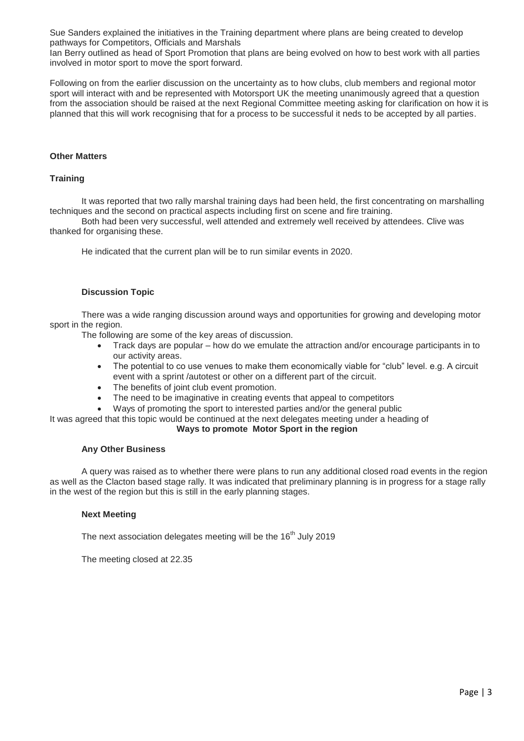Sue Sanders explained the initiatives in the Training department where plans are being created to develop pathways for Competitors, Officials and Marshals
Ian Berry outlined as head of Sport Promotion that plans are being evolved on how to best work with all parties involved in motor sport to move the sport forward.

Following on from the earlier discussion on the uncertainty as to how clubs, club members and regional motor sport will interact with and be represented with Motorsport UK the meeting unanimously agreed that a question from the association should be raised at the next Regional Committee meeting asking for clarification on how it is planned that this will work recognising that for a process to be successful it neds to be accepted by all parties.

**Other Matters**

**Training**

It was reported that two rally marshal training days had been held, the first concentrating on marshalling techniques and the second on practical aspects including first on scene and fire training.

Both had been very successful, well attended and extremely well received by attendees. Clive was thanked for organising these.

He indicated that the current plan will be to run similar events in 2020.

**Discussion Topic**

There was a wide ranging discussion around ways and opportunities for growing and developing motor sport in the region.

The following are some of the key areas of discussion.

- Track days are popular – how do we emulate the attraction and/or encourage participants in to our activity areas.
- The potential to co use venues to make them economically viable for "club" level. e.g. A circuit event with a sprint /autotest or other on a different part of the circuit.
- The benefits of joint club event promotion.
- The need to be imaginative in creating events that appeal to competitors
- Ways of promoting the sport to interested parties and/or the general public

It was agreed that this topic would be continued at the next delegates meeting under a heading of

**Ways to promote Motor Sport in the region**

**Any Other Business**

A query was raised as to whether there were plans to run any additional closed road events in the region as well as the Clacton based stage rally. It was indicated that preliminary planning is in progress for a stage rally in the west of the region but this is still in the early planning stages.

**Next Meeting**

The next association delegates meeting will be the 16th July 2019

The meeting closed at 22.35